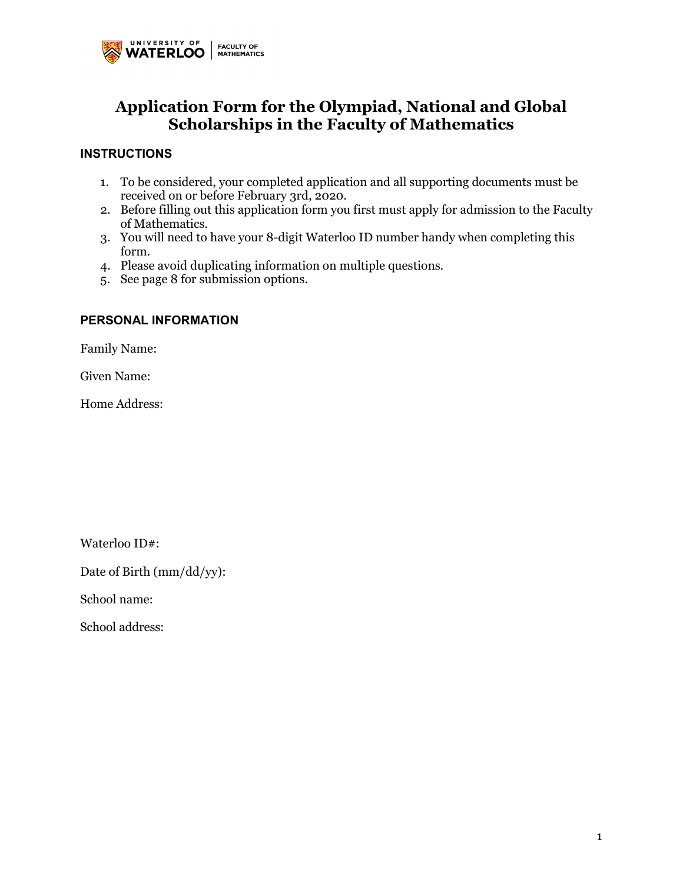# Application Form for the Olympiad, National and Global Scholarships in the Faculty of Mathematics

## INSTRUCTIONS

1. To be considered, your completed application and all supporting documents must be received on or before February 3rd, 2020.
2. Before filling out this application form you first must apply for admission to the Faculty of Mathematics.
3. You will need to have your 8-digit Waterloo ID number handy when completing this form.
4. Please avoid duplicating information on multiple questions.
5. See page 8 for submission options.

## PERSONAL INFORMATION

Family Name:

Given Name:

Home Address:

Waterloo ID#:

Date of Birth (mm/dd/yy):

School name:

School address: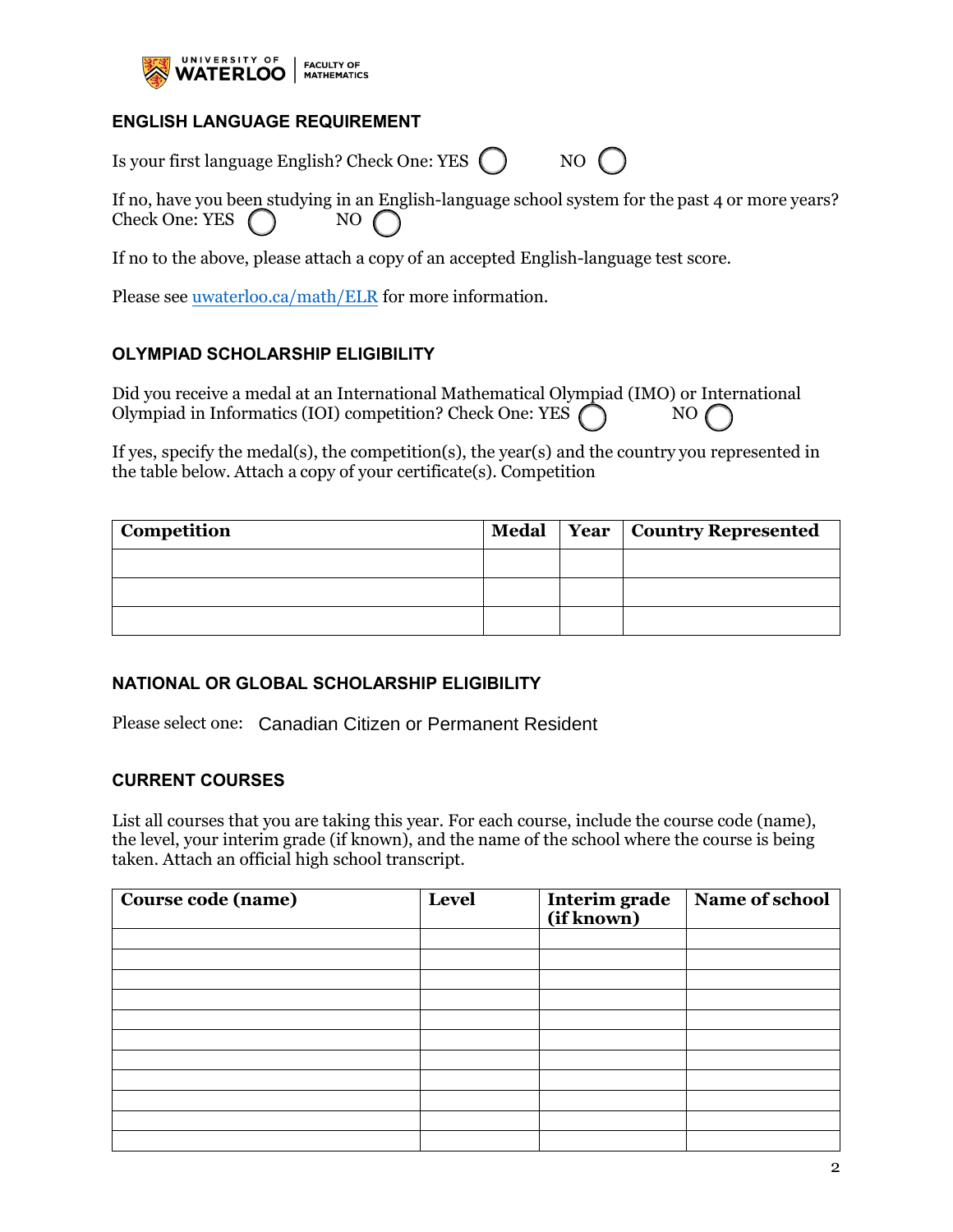## ENGLISH LANGUAGE REQUIREMENT

Is your first language English? Check One: YES ◯ NO ◯

If no, have you been studying in an English-language school system for the past 4 or more years? Check One: YES ◯ NO ◯

If no to the above, please attach a copy of an accepted English-language test score.

Please see [uwaterloo.ca/math/ELR](uwaterloo.ca/math/ELR) for more information.

## OLYMPIAD SCHOLARSHIP ELIGIBILITY

Did you receive a medal at an International Mathematical Olympiad (IMO) or International Olympiad in Informatics (IOI) competition? Check One: YES ◯ NO ◯

If yes, specify the medal(s), the competition(s), the year(s) and the country you represented in the table below. Attach a copy of your certificate(s). Competition

| Competition | Medal | Year | Country Represented |
|---|---|---|---|
| | | | |
| | | | |
| | | | |

## NATIONAL OR GLOBAL SCHOLARSHIP ELIGIBILITY

Please select one: Canadian Citizen or Permanent Resident

## CURRENT COURSES

List all courses that you are taking this year. For each course, include the course code (name), the level, your interim grade (if known), and the name of the school where the course is being taken. Attach an official high school transcript.

| Course code (name) | Level | Interim grade (if known) | Name of school |
|---|---|---|---|
| | | | |
| | | | |
| | | | |
| | | | |
| | | | |
| | | | |
| | | | |
| | | | |
| | | | |
| | | | |
| | | | |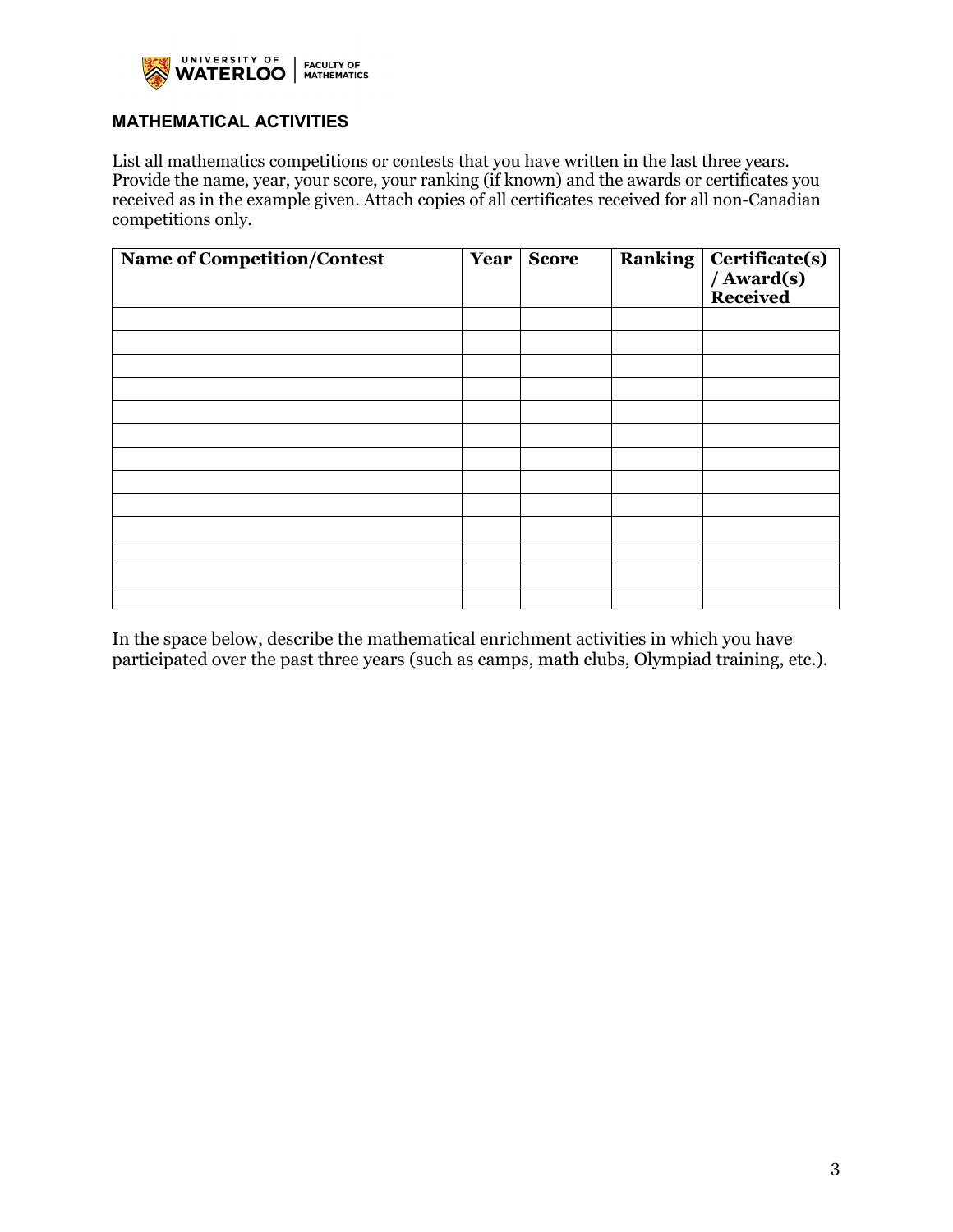## MATHEMATICAL ACTIVITIES

List all mathematics competitions or contests that you have written in the last three years. Provide the name, year, your score, your ranking (if known) and the awards or certificates you received as in the example given. Attach copies of all certificates received for all non-Canadian competitions only.

| Name of Competition/Contest | Year | Score | Ranking | Certificate(s) / Award(s) Received |
|---|---|---|---|---|
| | | | | |
| | | | | |
| | | | | |
| | | | | |
| | | | | |
| | | | | |
| | | | | |
| | | | | |
| | | | | |
| | | | | |
| | | | | |
| | | | | |
| | | | | |

In the space below, describe the mathematical enrichment activities in which you have participated over the past three years (such as camps, math clubs, Olympiad training, etc.).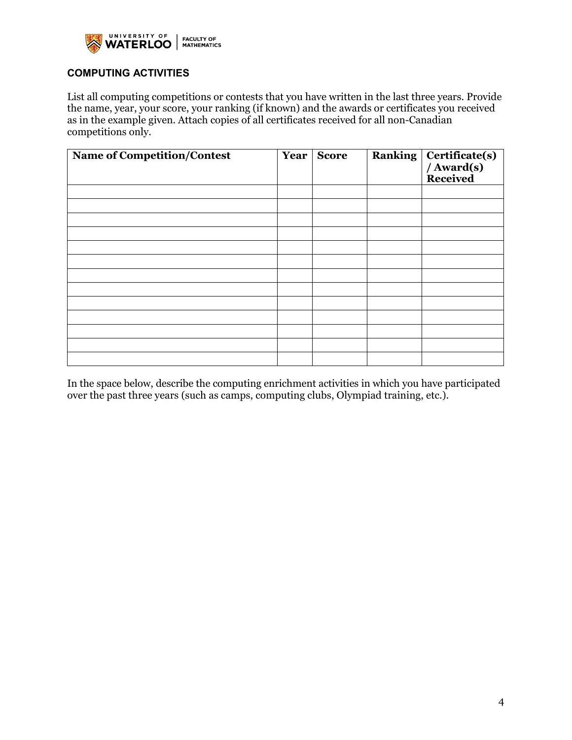## COMPUTING ACTIVITIES

List all computing competitions or contests that you have written in the last three years. Provide the name, year, your score, your ranking (if known) and the awards or certificates you received as in the example given. Attach copies of all certificates received for all non-Canadian competitions only.

| Name of Competition/Contest | Year | Score | Ranking | Certificate(s) / Award(s) Received |
|---|---|---|---|---|
| | | | | |
| | | | | |
| | | | | |
| | | | | |
| | | | | |
| | | | | |
| | | | | |
| | | | | |
| | | | | |
| | | | | |
| | | | | |
| | | | | |
| | | | | |

In the space below, describe the computing enrichment activities in which you have participated over the past three years (such as camps, computing clubs, Olympiad training, etc.).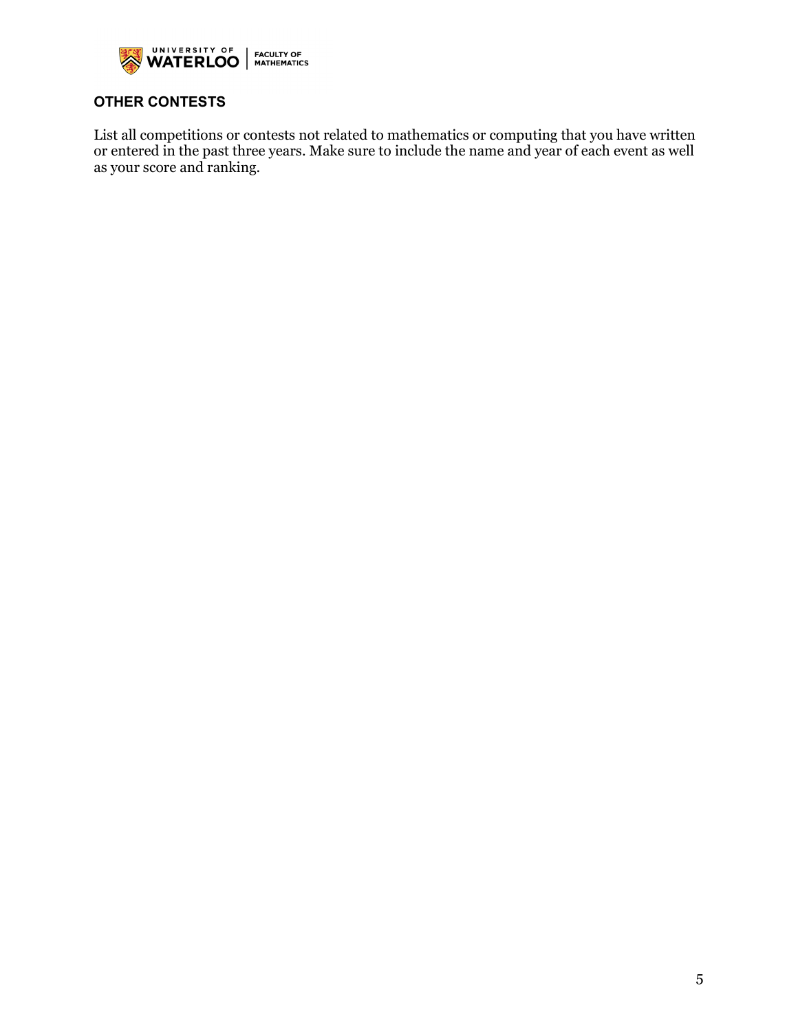## OTHER CONTESTS

List all competitions or contests not related to mathematics or computing that you have written or entered in the past three years. Make sure to include the name and year of each event as well as your score and ranking.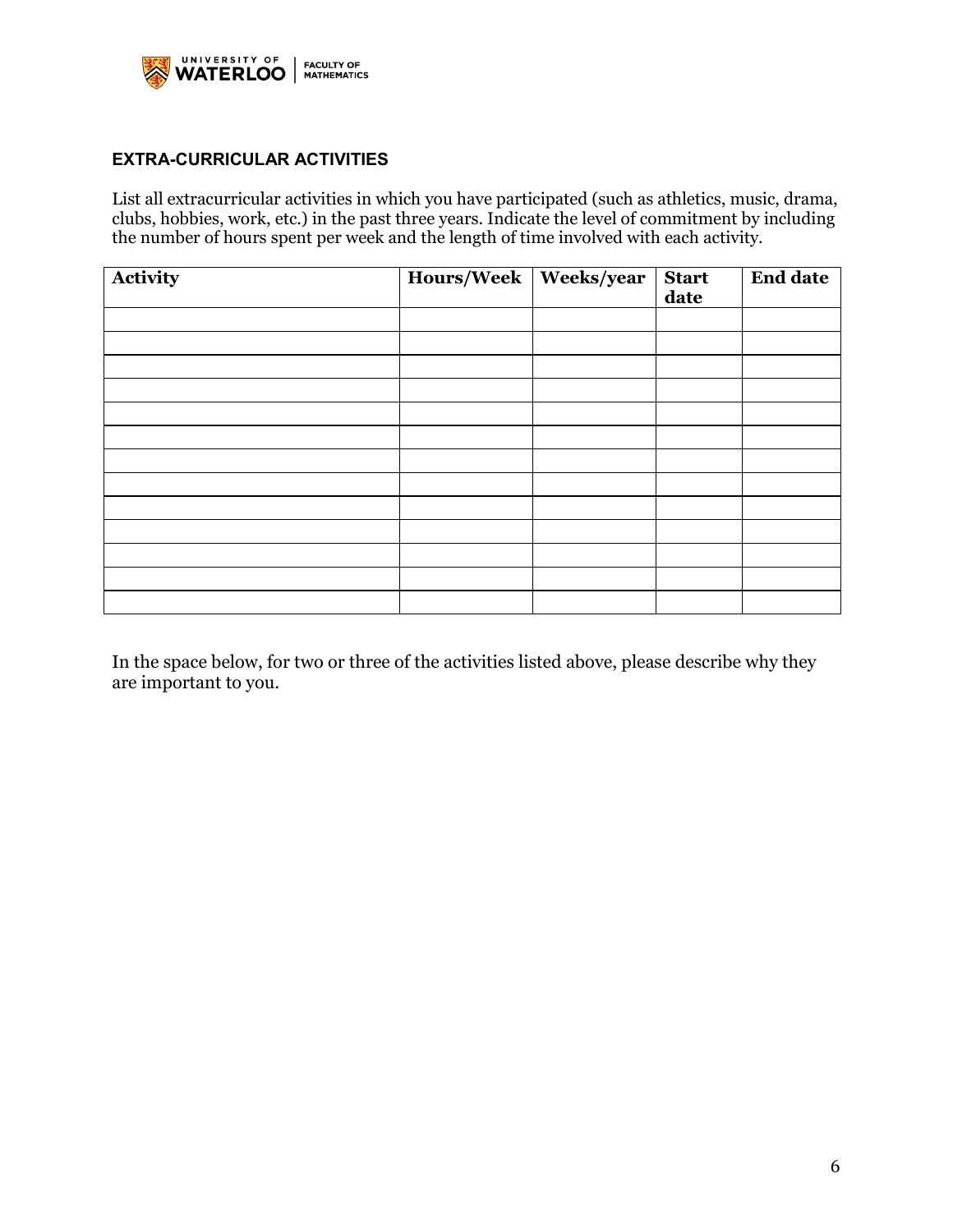## EXTRA-CURRICULAR ACTIVITIES

List all extracurricular activities in which you have participated (such as athletics, music, drama, clubs, hobbies, work, etc.) in the past three years. Indicate the level of commitment by including the number of hours spent per week and the length of time involved with each activity.

| Activity | Hours/Week | Weeks/year | Start date | End date |
|---|---|---|---|---|
| | | | | |
| | | | | |
| | | | | |
| | | | | |
| | | | | |
| | | | | |
| | | | | |
| | | | | |
| | | | | |
| | | | | |
| | | | | |
| | | | | |
| | | | | |

In the space below, for two or three of the activities listed above, please describe why they are important to you.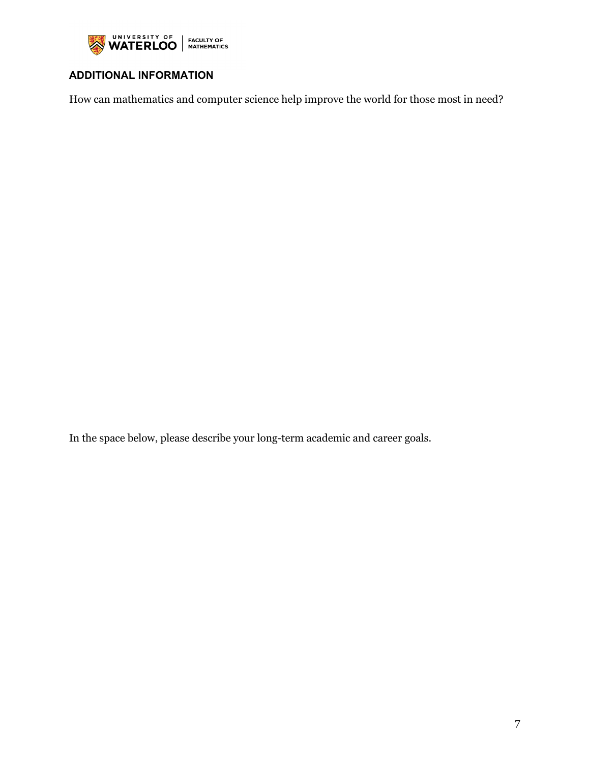## ADDITIONAL INFORMATION

How can mathematics and computer science help improve the world for those most in need?

In the space below, please describe your long-term academic and career goals.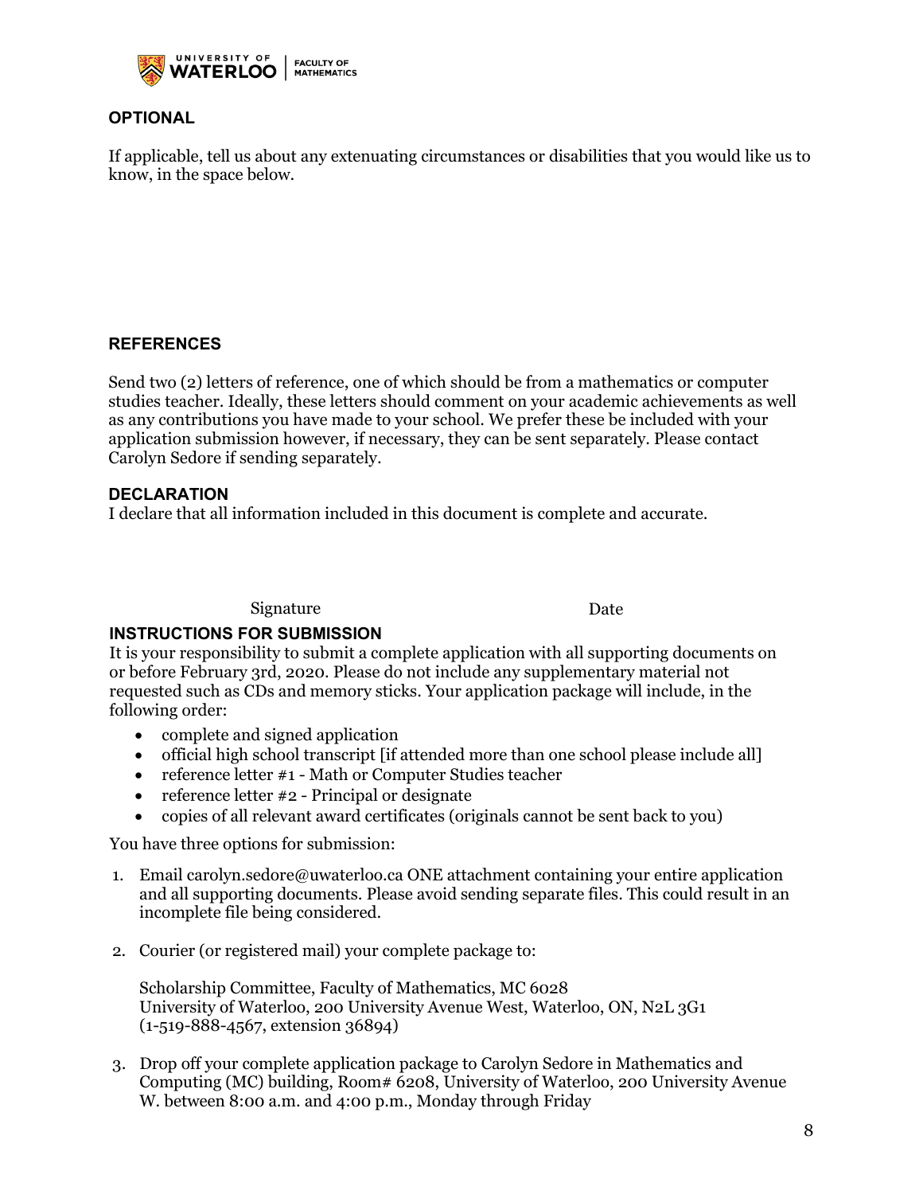**OPTIONAL**

If applicable, tell us about any extenuating circumstances or disabilities that you would like us to know, in the space below.

**REFERENCES**

Send two (2) letters of reference, one of which should be from a mathematics or computer studies teacher. Ideally, these letters should comment on your academic achievements as well as any contributions you have made to your school. We prefer these be included with your application submission however, if necessary, they can be sent separately. Please contact Carolyn Sedore if sending separately.

**DECLARATION**

I declare that all information included in this document is complete and accurate.

Signature　　　　　　　　　　　　　　Date

**INSTRUCTIONS FOR SUBMISSION**

It is your responsibility to submit a complete application with all supporting documents on or before February 3rd, 2020. Please do not include any supplementary material not requested such as CDs and memory sticks. Your application package will include, in the following order:

- complete and signed application
- official high school transcript [if attended more than one school please include all]
- reference letter #1 - Math or Computer Studies teacher
- reference letter #2 - Principal or designate
- copies of all relevant award certificates (originals cannot be sent back to you)

You have three options for submission:

1. Email carolyn.sedore@uwaterloo.ca ONE attachment containing your entire application and all supporting documents. Please avoid sending separate files. This could result in an incomplete file being considered.

2. Courier (or registered mail) your complete package to:

   Scholarship Committee, Faculty of Mathematics, MC 6028
   University of Waterloo, 200 University Avenue West, Waterloo, ON, N2L 3G1
   (1-519-888-4567, extension 36894)

3. Drop off your complete application package to Carolyn Sedore in Mathematics and Computing (MC) building, Room# 6208, University of Waterloo, 200 University Avenue W. between 8:00 a.m. and 4:00 p.m., Monday through Friday